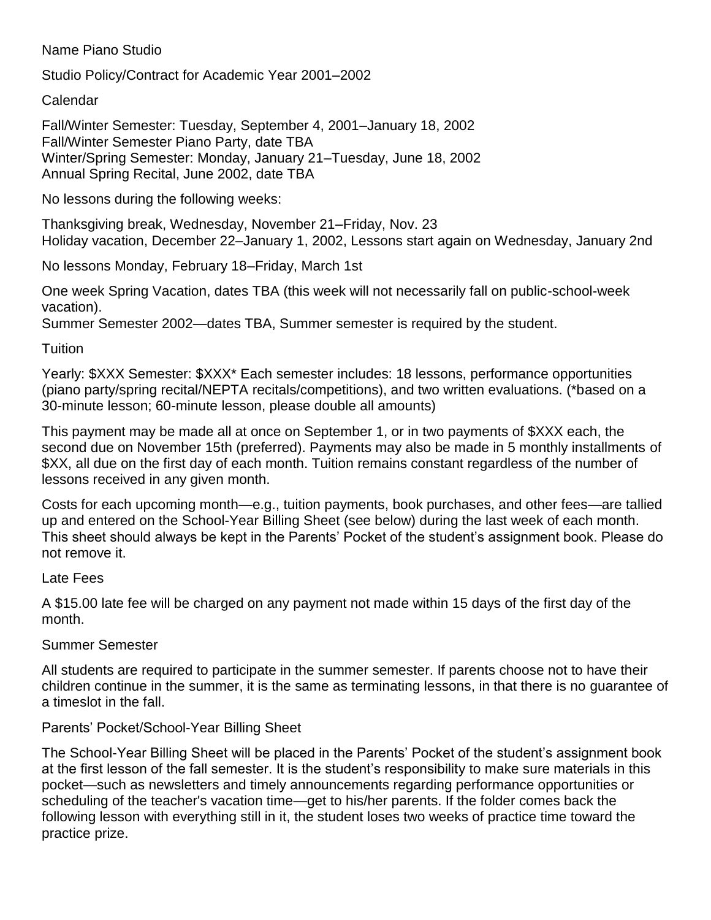# Name Piano Studio

## Studio Policy/Contract for Academic Year 2001–2002

### Calendar

Fall/Winter Semester: Tuesday, September 4, 2001–January 18, 2002
Fall/Winter Semester Piano Party, date TBA
Winter/Spring Semester: Monday, January 21–Tuesday, June 18, 2002
Annual Spring Recital, June 2002, date TBA

No lessons during the following weeks:

Thanksgiving break, Wednesday, November 21–Friday, Nov. 23
Holiday vacation, December 22–January 1, 2002, Lessons start again on Wednesday, January 2nd

No lessons Monday, February 18–Friday, March 1st

One week Spring Vacation, dates TBA (this week will not necessarily fall on public-school-week vacation).
Summer Semester 2002—dates TBA, Summer semester is required by the student.

### Tuition

Yearly: $XXX Semester: $XXX* Each semester includes: 18 lessons, performance opportunities (piano party/spring recital/NEPTA recitals/competitions), and two written evaluations. (*based on a 30-minute lesson; 60-minute lesson, please double all amounts)

This payment may be made all at once on September 1, or in two payments of $XXX each, the second due on November 15th (preferred). Payments may also be made in 5 monthly installments of $XX, all due on the first day of each month. Tuition remains constant regardless of the number of lessons received in any given month.

Costs for each upcoming month—e.g., tuition payments, book purchases, and other fees—are tallied up and entered on the School-Year Billing Sheet (see below) during the last week of each month. This sheet should always be kept in the Parents' Pocket of the student's assignment book. Please do not remove it.

### Late Fees

A $15.00 late fee will be charged on any payment not made within 15 days of the first day of the month.

### Summer Semester

All students are required to participate in the summer semester. If parents choose not to have their children continue in the summer, it is the same as terminating lessons, in that there is no guarantee of a timeslot in the fall.

### Parents' Pocket/School-Year Billing Sheet

The School-Year Billing Sheet will be placed in the Parents' Pocket of the student's assignment book at the first lesson of the fall semester. It is the student's responsibility to make sure materials in this pocket—such as newsletters and timely announcements regarding performance opportunities or scheduling of the teacher's vacation time—get to his/her parents. If the folder comes back the following lesson with everything still in it, the student loses two weeks of practice time toward the practice prize.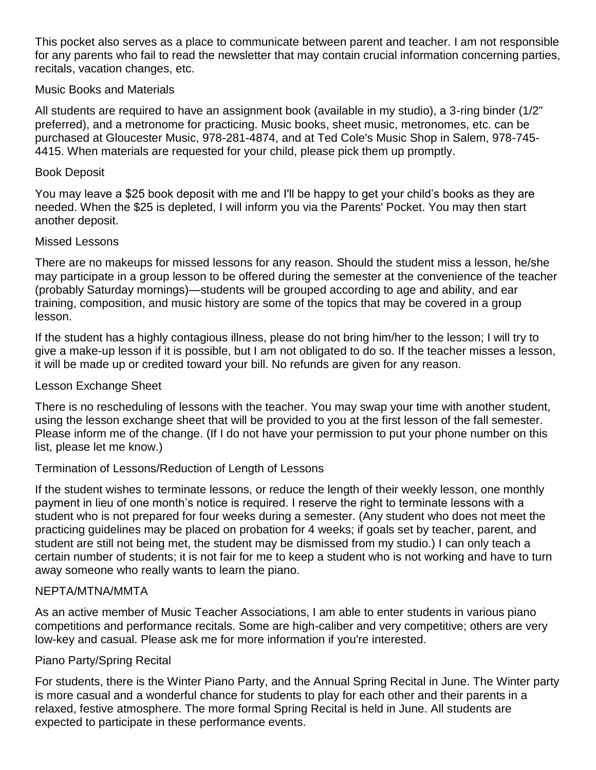This pocket also serves as a place to communicate between parent and teacher. I am not responsible for any parents who fail to read the newsletter that may contain crucial information concerning parties, recitals, vacation changes, etc.

## Music Books and Materials

All students are required to have an assignment book (available in my studio), a 3-ring binder (1/2" preferred), and a metronome for practicing. Music books, sheet music, metronomes, etc. can be purchased at Gloucester Music, 978-281-4874, and at Ted Cole's Music Shop in Salem, 978-745-4415. When materials are requested for your child, please pick them up promptly.

## Book Deposit

You may leave a $25 book deposit with me and I'll be happy to get your child's books as they are needed. When the $25 is depleted, I will inform you via the Parents' Pocket. You may then start another deposit.

## Missed Lessons

There are no makeups for missed lessons for any reason. Should the student miss a lesson, he/she may participate in a group lesson to be offered during the semester at the convenience of the teacher (probably Saturday mornings)—students will be grouped according to age and ability, and ear training, composition, and music history are some of the topics that may be covered in a group lesson.

If the student has a highly contagious illness, please do not bring him/her to the lesson; I will try to give a make-up lesson if it is possible, but I am not obligated to do so. If the teacher misses a lesson, it will be made up or credited toward your bill. No refunds are given for any reason.

## Lesson Exchange Sheet

There is no rescheduling of lessons with the teacher. You may swap your time with another student, using the lesson exchange sheet that will be provided to you at the first lesson of the fall semester. Please inform me of the change. (If I do not have your permission to put your phone number on this list, please let me know.)

## Termination of Lessons/Reduction of Length of Lessons

If the student wishes to terminate lessons, or reduce the length of their weekly lesson, one monthly payment in lieu of one month's notice is required. I reserve the right to terminate lessons with a student who is not prepared for four weeks during a semester. (Any student who does not meet the practicing guidelines may be placed on probation for 4 weeks; if goals set by teacher, parent, and student are still not being met, the student may be dismissed from my studio.) I can only teach a certain number of students; it is not fair for me to keep a student who is not working and have to turn away someone who really wants to learn the piano.

## NEPTA/MTNA/MMTA

As an active member of Music Teacher Associations, I am able to enter students in various piano competitions and performance recitals. Some are high-caliber and very competitive; others are very low-key and casual. Please ask me for more information if you're interested.

## Piano Party/Spring Recital

For students, there is the Winter Piano Party, and the Annual Spring Recital in June. The Winter party is more casual and a wonderful chance for students to play for each other and their parents in a relaxed, festive atmosphere. The more formal Spring Recital is held in June. All students are expected to participate in these performance events.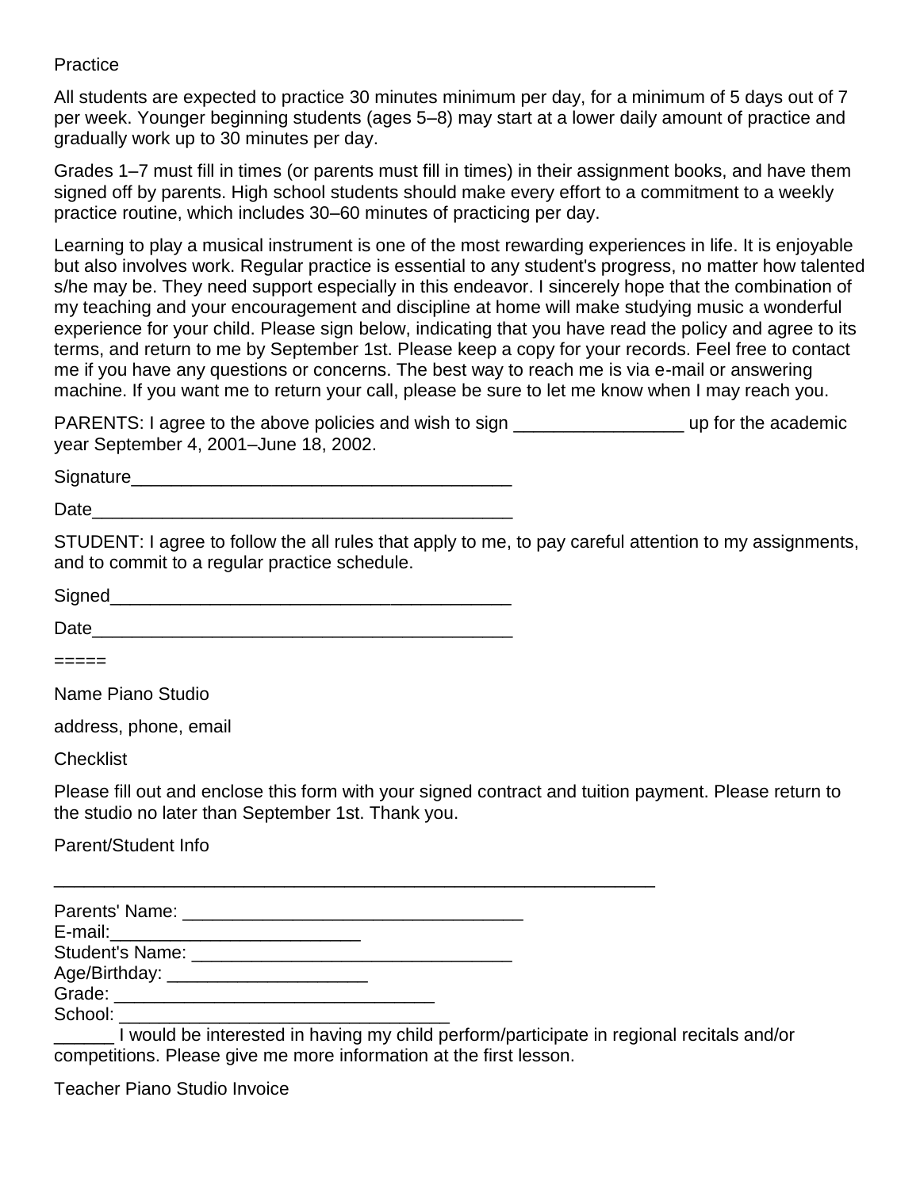Practice

All students are expected to practice 30 minutes minimum per day, for a minimum of 5 days out of 7 per week. Younger beginning students (ages 5–8) may start at a lower daily amount of practice and gradually work up to 30 minutes per day.

Grades 1–7 must fill in times (or parents must fill in times) in their assignment books, and have them signed off by parents. High school students should make every effort to a commitment to a weekly practice routine, which includes 30–60 minutes of practicing per day.

Learning to play a musical instrument is one of the most rewarding experiences in life. It is enjoyable but also involves work. Regular practice is essential to any student's progress, no matter how talented s/he may be. They need support especially in this endeavor. I sincerely hope that the combination of my teaching and your encouragement and discipline at home will make studying music a wonderful experience for your child. Please sign below, indicating that you have read the policy and agree to its terms, and return to me by September 1st. Please keep a copy for your records. Feel free to contact me if you have any questions or concerns. The best way to reach me is via e-mail or answering machine. If you want me to return your call, please be sure to let me know when I may reach you.

PARENTS: I agree to the above policies and wish to sign _________________ up for the academic year September 4, 2001–June 18, 2002.

Signature______________________________________

Date__________________________________________

STUDENT: I agree to follow the all rules that apply to me, to pay careful attention to my assignments, and to commit to a regular practice schedule.

Signed________________________________________

Date__________________________________________

=====

Name Piano Studio

address, phone, email

Checklist

Please fill out and enclose this form with your signed contract and tuition payment. Please return to the studio no later than September 1st. Thank you.

Parent/Student Info

_____________________________________________________________

Parents' Name: __________________________________
E-mail:________________________
Student's Name: ________________________________
Age/Birthday: ___________________
Grade: _______________________________
School: _________________________________
______ I would be interested in having my child perform/participate in regional recitals and/or competitions. Please give me more information at the first lesson.

Teacher Piano Studio Invoice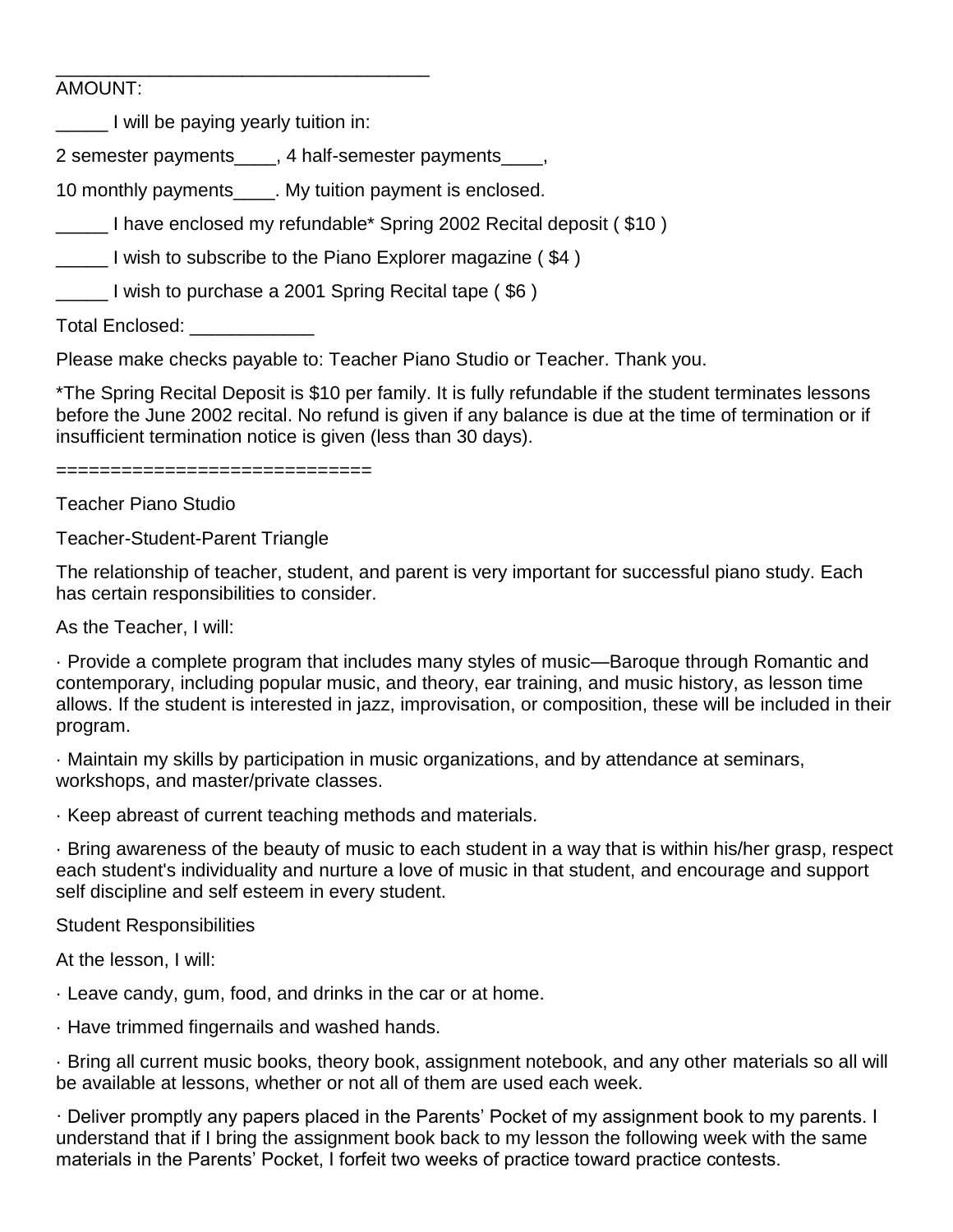___________________________________

AMOUNT:

_____ I will be paying yearly tuition in:

2 semester payments____, 4 half-semester payments____,

10 monthly payments____. My tuition payment is enclosed.

_____ I have enclosed my refundable* Spring 2002 Recital deposit ( $10 )

_____ I wish to subscribe to the Piano Explorer magazine ( $4 )

_____ I wish to purchase a 2001 Spring Recital tape ( $6 )

Total Enclosed: ____________

Please make checks payable to: Teacher Piano Studio or Teacher. Thank you.

*The Spring Recital Deposit is $10 per family. It is fully refundable if the student terminates lessons before the June 2002 recital. No refund is given if any balance is due at the time of termination or if insufficient termination notice is given (less than 30 days).

============================

Teacher Piano Studio

Teacher-Student-Parent Triangle

The relationship of teacher, student, and parent is very important for successful piano study. Each has certain responsibilities to consider.

As the Teacher, I will:

· Provide a complete program that includes many styles of music—Baroque through Romantic and contemporary, including popular music, and theory, ear training, and music history, as lesson time allows. If the student is interested in jazz, improvisation, or composition, these will be included in their program.

· Maintain my skills by participation in music organizations, and by attendance at seminars, workshops, and master/private classes.

· Keep abreast of current teaching methods and materials.

· Bring awareness of the beauty of music to each student in a way that is within his/her grasp, respect each student's individuality and nurture a love of music in that student, and encourage and support self discipline and self esteem in every student.

Student Responsibilities

At the lesson, I will:

· Leave candy, gum, food, and drinks in the car or at home.

· Have trimmed fingernails and washed hands.

· Bring all current music books, theory book, assignment notebook, and any other materials so all will be available at lessons, whether or not all of them are used each week.

· Deliver promptly any papers placed in the Parents' Pocket of my assignment book to my parents. I understand that if I bring the assignment book back to my lesson the following week with the same materials in the Parents' Pocket, I forfeit two weeks of practice toward practice contests.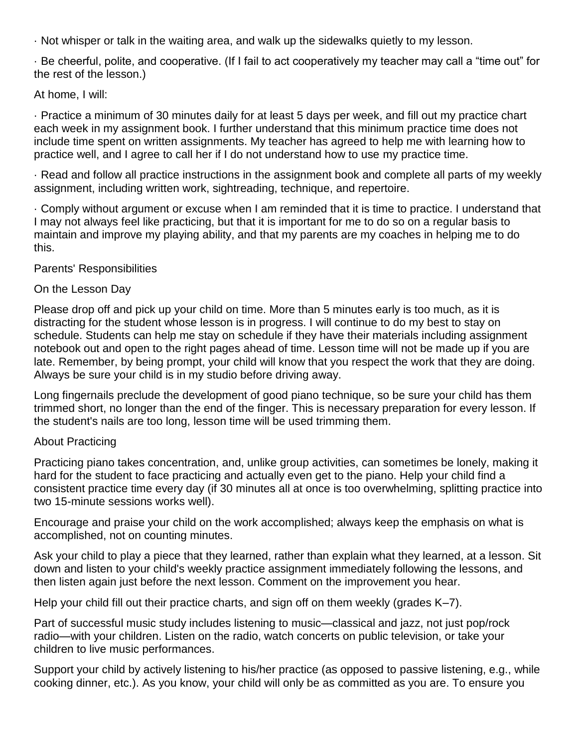· Not whisper or talk in the waiting area, and walk up the sidewalks quietly to my lesson.

· Be cheerful, polite, and cooperative. (If I fail to act cooperatively my teacher may call a "time out" for the rest of the lesson.)

At home, I will:

· Practice a minimum of 30 minutes daily for at least 5 days per week, and fill out my practice chart each week in my assignment book. I further understand that this minimum practice time does not include time spent on written assignments. My teacher has agreed to help me with learning how to practice well, and I agree to call her if I do not understand how to use my practice time.

· Read and follow all practice instructions in the assignment book and complete all parts of my weekly assignment, including written work, sightreading, technique, and repertoire.

· Comply without argument or excuse when I am reminded that it is time to practice. I understand that I may not always feel like practicing, but that it is important for me to do so on a regular basis to maintain and improve my playing ability, and that my parents are my coaches in helping me to do this.

Parents' Responsibilities

On the Lesson Day

Please drop off and pick up your child on time. More than 5 minutes early is too much, as it is distracting for the student whose lesson is in progress. I will continue to do my best to stay on schedule. Students can help me stay on schedule if they have their materials including assignment notebook out and open to the right pages ahead of time. Lesson time will not be made up if you are late. Remember, by being prompt, your child will know that you respect the work that they are doing. Always be sure your child is in my studio before driving away.

Long fingernails preclude the development of good piano technique, so be sure your child has them trimmed short, no longer than the end of the finger. This is necessary preparation for every lesson. If the student's nails are too long, lesson time will be used trimming them.

About Practicing

Practicing piano takes concentration, and, unlike group activities, can sometimes be lonely, making it hard for the student to face practicing and actually even get to the piano. Help your child find a consistent practice time every day (if 30 minutes all at once is too overwhelming, splitting practice into two 15-minute sessions works well).

Encourage and praise your child on the work accomplished; always keep the emphasis on what is accomplished, not on counting minutes.

Ask your child to play a piece that they learned, rather than explain what they learned, at a lesson. Sit down and listen to your child's weekly practice assignment immediately following the lessons, and then listen again just before the next lesson. Comment on the improvement you hear.

Help your child fill out their practice charts, and sign off on them weekly (grades K–7).

Part of successful music study includes listening to music—classical and jazz, not just pop/rock radio—with your children. Listen on the radio, watch concerts on public television, or take your children to live music performances.

Support your child by actively listening to his/her practice (as opposed to passive listening, e.g., while cooking dinner, etc.). As you know, your child will only be as committed as you are. To ensure you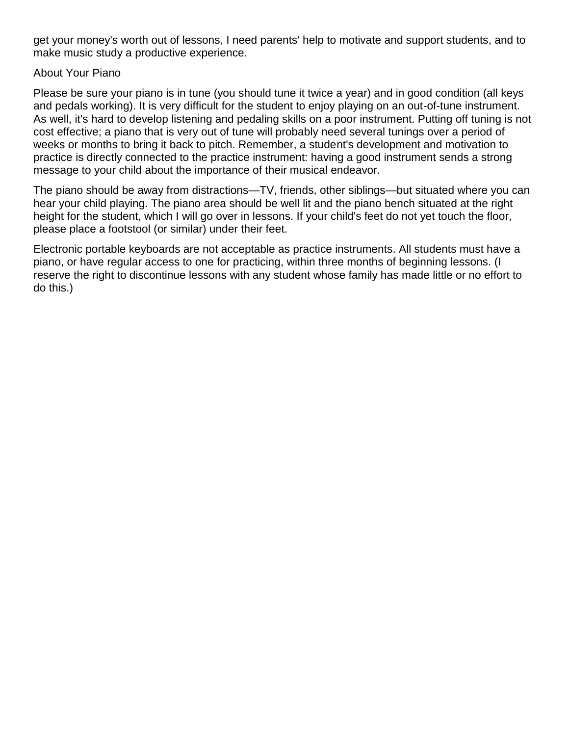get your money's worth out of lessons, I need parents' help to motivate and support students, and to make music study a productive experience.

## About Your Piano

Please be sure your piano is in tune (you should tune it twice a year) and in good condition (all keys and pedals working). It is very difficult for the student to enjoy playing on an out-of-tune instrument. As well, it's hard to develop listening and pedaling skills on a poor instrument. Putting off tuning is not cost effective; a piano that is very out of tune will probably need several tunings over a period of weeks or months to bring it back to pitch. Remember, a student's development and motivation to practice is directly connected to the practice instrument: having a good instrument sends a strong message to your child about the importance of their musical endeavor.

The piano should be away from distractions—TV, friends, other siblings—but situated where you can hear your child playing. The piano area should be well lit and the piano bench situated at the right height for the student, which I will go over in lessons. If your child's feet do not yet touch the floor, please place a footstool (or similar) under their feet.

Electronic portable keyboards are not acceptable as practice instruments. All students must have a piano, or have regular access to one for practicing, within three months of beginning lessons. (I reserve the right to discontinue lessons with any student whose family has made little or no effort to do this.)